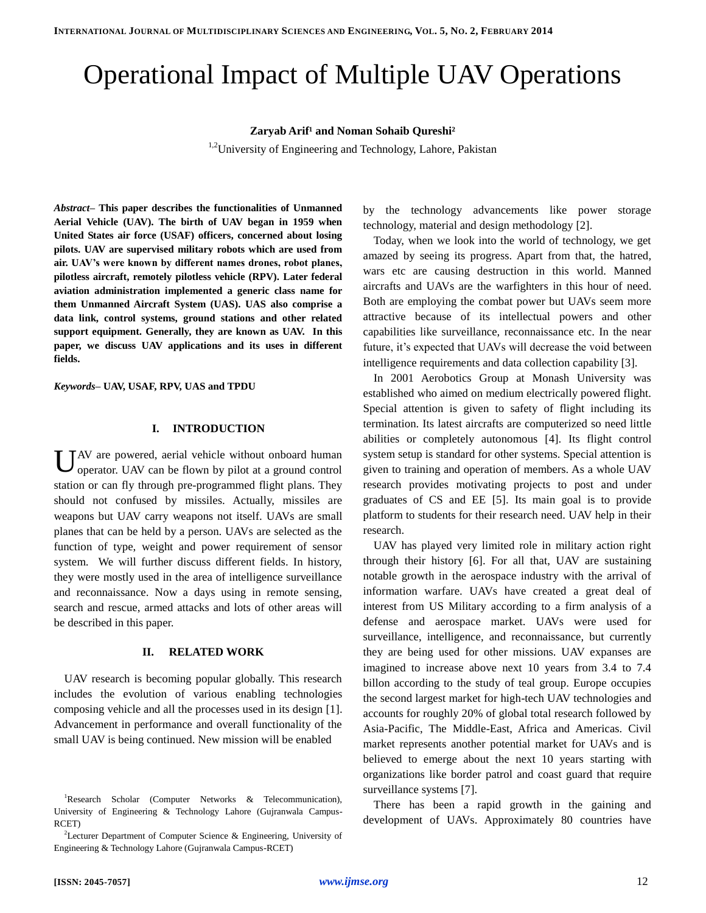# Operational Impact of Multiple UAV Operations

**Zaryab Arif[1] and Noman Sohaib Qureshi[2]**

[1,2]University of Engineering and Technology, Lahore, Pakistan

***Abstract–*** **This paper describes the functionalities of Unmanned Aerial Vehicle (UAV). The birth of UAV began in 1959 when United States air force (USAF) officers, concerned about losing pilots. UAV are supervised military robots which are used from air. UAV's were known by different names drones, robot planes, pilotless aircraft, remotely pilotless vehicle (RPV). Later federal aviation administration implemented a generic class name for them Unmanned Aircraft System (UAS). UAS also comprise a data link, control systems, ground stations and other related support equipment. Generally, they are known as UAV. In this paper, we discuss UAV applications and its uses in different fields.**

***Keywords–*** **UAV, USAF, RPV, UAS and TPDU**

## I. INTRODUCTION

UAV are powered, aerial vehicle without onboard human operator. UAV can be flown by pilot at a ground control station or can fly through pre-programmed flight plans. They should not confused by missiles. Actually, missiles are weapons but UAV carry weapons not itself. UAVs are small planes that can be held by a person. UAVs are selected as the function of type, weight and power requirement of sensor system. We will further discuss different fields. In history, they were mostly used in the area of intelligence surveillance and reconnaissance. Now a days using in remote sensing, search and rescue, armed attacks and lots of other areas will be described in this paper.

## II. RELATED WORK

UAV research is becoming popular globally. This research includes the evolution of various enabling technologies composing vehicle and all the processes used in its design [1]. Advancement in performance and overall functionality of the small UAV is being continued. New mission will be enabled by the technology advancements like power storage technology, material and design methodology [2].

Today, when we look into the world of technology, we get amazed by seeing its progress. Apart from that, the hatred, wars etc are causing destruction in this world. Manned aircrafts and UAVs are the warfighters in this hour of need. Both are employing the combat power but UAVs seem more attractive because of its intellectual powers and other capabilities like surveillance, reconnaissance etc. In the near future, it's expected that UAVs will decrease the void between intelligence requirements and data collection capability [3].

In 2001 Aerobotics Group at Monash University was established who aimed on medium electrically powered flight. Special attention is given to safety of flight including its termination. Its latest aircrafts are computerized so need little abilities or completely autonomous [4]. Its flight control system setup is standard for other systems. Special attention is given to training and operation of members. As a whole UAV research provides motivating projects to post and under graduates of CS and EE [5]. Its main goal is to provide platform to students for their research need. UAV help in their research.

UAV has played very limited role in military action right through their history [6]. For all that, UAV are sustaining notable growth in the aerospace industry with the arrival of information warfare. UAVs have created a great deal of interest from US Military according to a firm analysis of a defense and aerospace market. UAVs were used for surveillance, intelligence, and reconnaissance, but currently they are being used for other missions. UAV expanses are imagined to increase above next 10 years from 3.4 to 7.4 billon according to the study of teal group. Europe occupies the second largest market for high-tech UAV technologies and accounts for roughly 20% of global total research followed by Asia-Pacific, The Middle-East, Africa and Americas. Civil market represents another potential market for UAVs and is believed to emerge about the next 10 years starting with organizations like border patrol and coast guard that require surveillance systems [7].

There has been a rapid growth in the gaining and development of UAVs. Approximately 80 countries have

[1]Research Scholar (Computer Networks & Telecommunication), University of Engineering & Technology Lahore (Gujranwala Campus-RCET)

[2]Lecturer Department of Computer Science & Engineering, University of Engineering & Technology Lahore (Gujranwala Campus-RCET)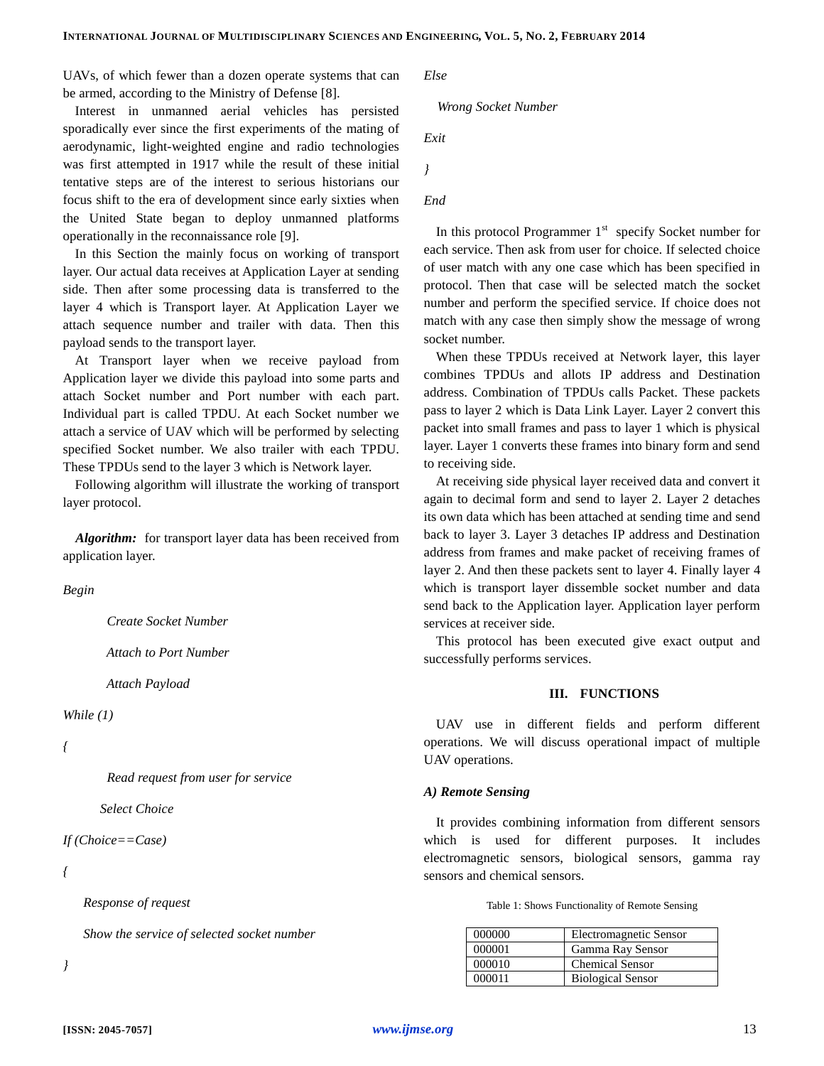UAVs, of which fewer than a dozen operate systems that can be armed, according to the Ministry of Defense [8].

Interest in unmanned aerial vehicles has persisted sporadically ever since the first experiments of the mating of aerodynamic, light-weighted engine and radio technologies was first attempted in 1917 while the result of these initial tentative steps are of the interest to serious historians our focus shift to the era of development since early sixties when the United State began to deploy unmanned platforms operationally in the reconnaissance role [9].

In this Section the mainly focus on working of transport layer. Our actual data receives at Application Layer at sending side. Then after some processing data is transferred to the layer 4 which is Transport layer. At Application Layer we attach sequence number and trailer with data. Then this payload sends to the transport layer.

At Transport layer when we receive payload from Application layer we divide this payload into some parts and attach Socket number and Port number with each part. Individual part is called TPDU. At each Socket number we attach a service of UAV which will be performed by selecting specified Socket number. We also trailer with each TPDU. These TPDUs send to the layer 3 which is Network layer.

Following algorithm will illustrate the working of transport layer protocol.

***Algorithm:*** for transport layer data has been received from application layer.

*Begin*

*Create Socket Number*

*Attach to Port Number*

*Attach Payload*

*While (1)*

*{*

*Read request from user for service*

*Select Choice*

*If (Choice==Case)*

*{*

*Response of request*

*Show the service of selected socket number*

*}*

*Else*

*Wrong Socket Number*

*Exit*

*}*

*End*

In this protocol Programmer 1st specify Socket number for each service. Then ask from user for choice. If selected choice of user match with any one case which has been specified in protocol. Then that case will be selected match the socket number and perform the specified service. If choice does not match with any case then simply show the message of wrong socket number.

When these TPDUs received at Network layer, this layer combines TPDUs and allots IP address and Destination address. Combination of TPDUs calls Packet. These packets pass to layer 2 which is Data Link Layer. Layer 2 convert this packet into small frames and pass to layer 1 which is physical layer. Layer 1 converts these frames into binary form and send to receiving side.

At receiving side physical layer received data and convert it again to decimal form and send to layer 2. Layer 2 detaches its own data which has been attached at sending time and send back to layer 3. Layer 3 detaches IP address and Destination address from frames and make packet of receiving frames of layer 2. And then these packets sent to layer 4. Finally layer 4 which is transport layer dissemble socket number and data send back to the Application layer. Application layer perform services at receiver side.

This protocol has been executed give exact output and successfully performs services.

## III. FUNCTIONS

UAV use in different fields and perform different operations. We will discuss operational impact of multiple UAV operations.

### *A) Remote Sensing*

It provides combining information from different sensors which is used for different purposes. It includes electromagnetic sensors, biological sensors, gamma ray sensors and chemical sensors.

Table 1: Shows Functionality of Remote Sensing

| | |
|---|---|
| 000000 | Electromagnetic Sensor |
| 000001 | Gamma Ray Sensor |
| 000010 | Chemical Sensor |
| 000011 | Biological Sensor |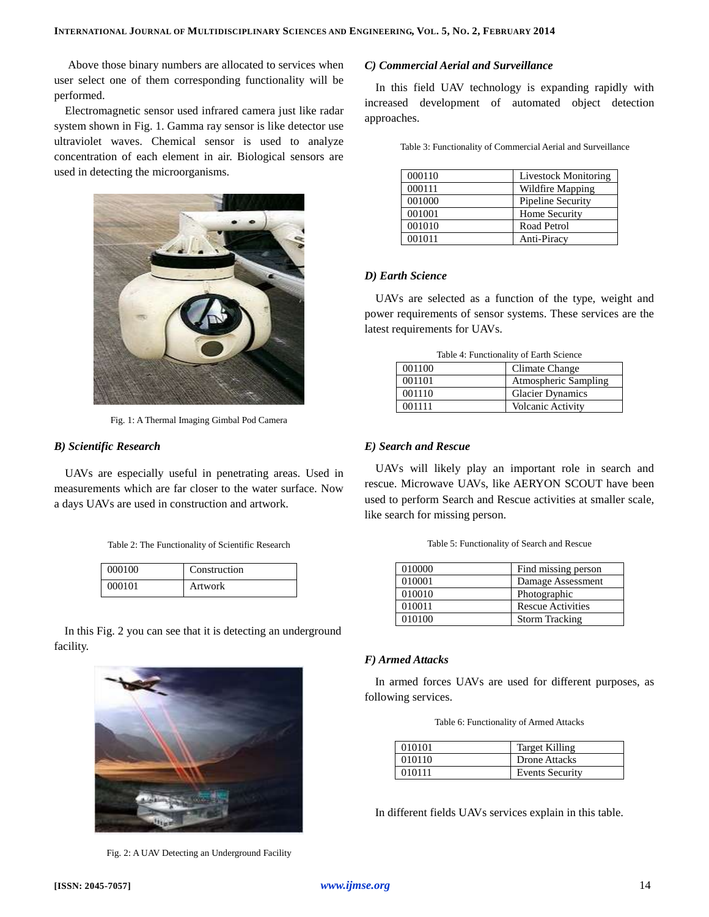Above those binary numbers are allocated to services when user select one of them corresponding functionality will be performed.

Electromagnetic sensor used infrared camera just like radar system shown in Fig. 1. Gamma ray sensor is like detector use ultraviolet waves. Chemical sensor is used to analyze concentration of each element in air. Biological sensors are used in detecting the microorganisms.

Fig. 1: A Thermal Imaging Gimbal Pod Camera

### *B) Scientific Research*

UAVs are especially useful in penetrating areas. Used in measurements which are far closer to the water surface. Now a days UAVs are used in construction and artwork.

Table 2: The Functionality of Scientific Research

| | |
|---|---|
| 000100 | Construction |
| 000101 | Artwork |

In this Fig. 2 you can see that it is detecting an underground facility.

Fig. 2: A UAV Detecting an Underground Facility

### *C) Commercial Aerial and Surveillance*

In this field UAV technology is expanding rapidly with increased development of automated object detection approaches.

Table 3: Functionality of Commercial Aerial and Surveillance

| | |
|---|---|
| 000110 | Livestock Monitoring |
| 000111 | Wildfire Mapping |
| 001000 | Pipeline Security |
| 001001 | Home Security |
| 001010 | Road Petrol |
| 001011 | Anti-Piracy |

### *D) Earth Science*

UAVs are selected as a function of the type, weight and power requirements of sensor systems. These services are the latest requirements for UAVs.

Table 4: Functionality of Earth Science

| | |
|---|---|
| 001100 | Climate Change |
| 001101 | Atmospheric Sampling |
| 001110 | Glacier Dynamics |
| 001111 | Volcanic Activity |

### *E) Search and Rescue*

UAVs will likely play an important role in search and rescue. Microwave UAVs, like AERYON SCOUT have been used to perform Search and Rescue activities at smaller scale, like search for missing person.

Table 5: Functionality of Search and Rescue

| | |
|---|---|
| 010000 | Find missing person |
| 010001 | Damage Assessment |
| 010010 | Photographic |
| 010011 | Rescue Activities |
| 010100 | Storm Tracking |

### *F) Armed Attacks*

In armed forces UAVs are used for different purposes, as following services.

Table 6: Functionality of Armed Attacks

| | |
|---|---|
| 010101 | Target Killing |
| 010110 | Drone Attacks |
| 010111 | Events Security |

In different fields UAVs services explain in this table.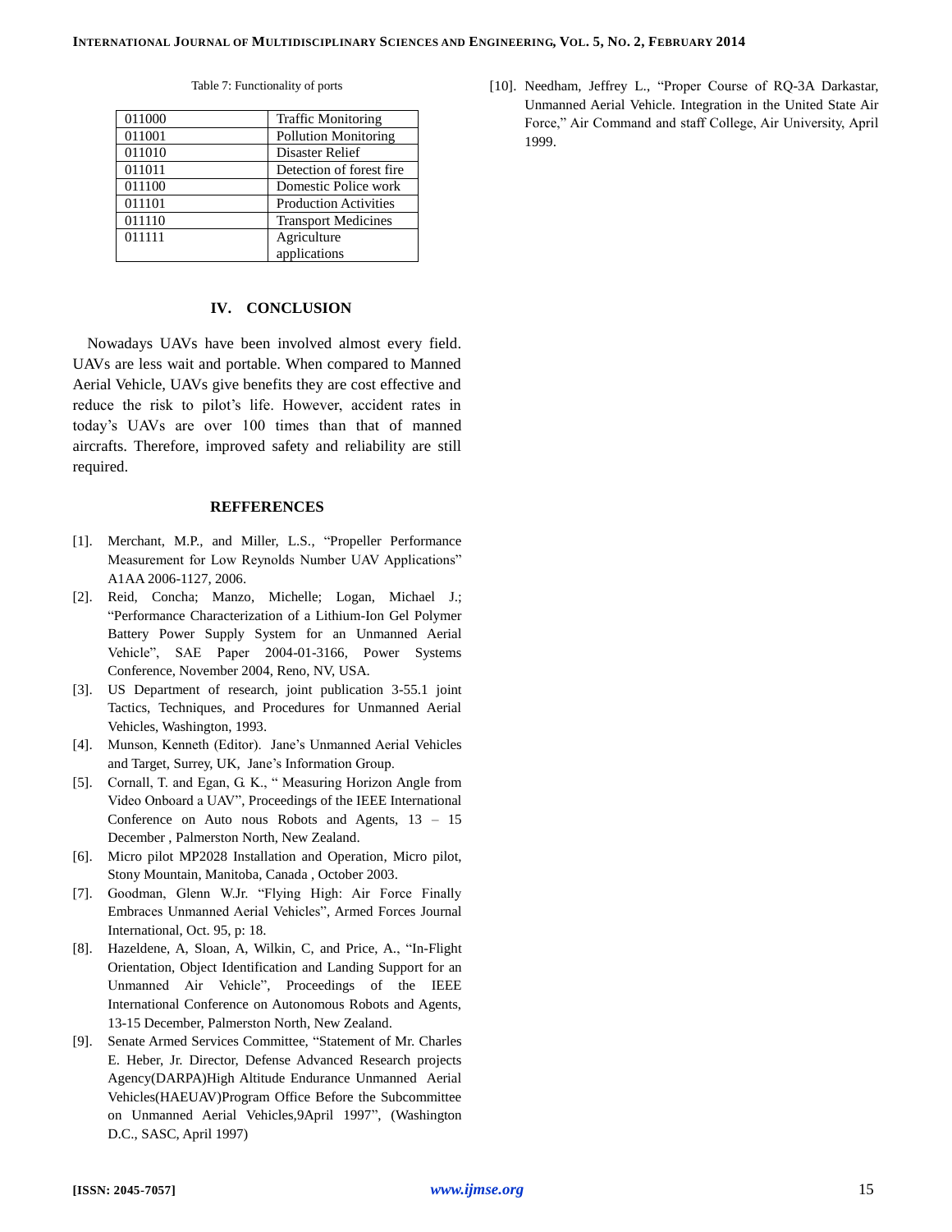Table 7: Functionality of ports

| | |
|---|---|
| 011000 | Traffic Monitoring |
| 011001 | Pollution Monitoring |
| 011010 | Disaster Relief |
| 011011 | Detection of forest fire |
| 011100 | Domestic Police work |
| 011101 | Production Activities |
| 011110 | Transport Medicines |
| 011111 | Agriculture applications |

## IV. CONCLUSION

Nowadays UAVs have been involved almost every field. UAVs are less wait and portable. When compared to Manned Aerial Vehicle, UAVs give benefits they are cost effective and reduce the risk to pilot's life. However, accident rates in today's UAVs are over 100 times than that of manned aircrafts. Therefore, improved safety and reliability are still required.

## REFFERENCES

[1]. Merchant, M.P., and Miller, L.S., "Propeller Performance Measurement for Low Reynolds Number UAV Applications" A1AA 2006-1127, 2006.

[2]. Reid, Concha; Manzo, Michelle; Logan, Michael J.; "Performance Characterization of a Lithium-Ion Gel Polymer Battery Power Supply System for an Unmanned Aerial Vehicle", SAE Paper 2004-01-3166, Power Systems Conference, November 2004, Reno, NV, USA.

[3]. US Department of research, joint publication 3-55.1 joint Tactics, Techniques, and Procedures for Unmanned Aerial Vehicles, Washington, 1993.

[4]. Munson, Kenneth (Editor). Jane's Unmanned Aerial Vehicles and Target, Surrey, UK, Jane's Information Group.

[5]. Cornall, T. and Egan, G. K., " Measuring Horizon Angle from Video Onboard a UAV", Proceedings of the IEEE International Conference on Auto nous Robots and Agents, 13 – 15 December , Palmerston North, New Zealand.

[6]. Micro pilot MP2028 Installation and Operation, Micro pilot, Stony Mountain, Manitoba, Canada , October 2003.

[7]. Goodman, Glenn W.Jr. "Flying High: Air Force Finally Embraces Unmanned Aerial Vehicles", Armed Forces Journal International, Oct. 95, p: 18.

[8]. Hazeldene, A, Sloan, A, Wilkin, C, and Price, A., "In-Flight Orientation, Object Identification and Landing Support for an Unmanned Air Vehicle", Proceedings of the IEEE International Conference on Autonomous Robots and Agents, 13-15 December, Palmerston North, New Zealand.

[9]. Senate Armed Services Committee, "Statement of Mr. Charles E. Heber, Jr. Director, Defense Advanced Research projects Agency(DARPA)High Altitude Endurance Unmanned Aerial Vehicles(HAEUAV)Program Office Before the Subcommittee on Unmanned Aerial Vehicles,9April 1997", (Washington D.C., SASC, April 1997)

[10]. Needham, Jeffrey L., "Proper Course of RQ-3A Darkastar, Unmanned Aerial Vehicle. Integration in the United State Air Force," Air Command and staff College, Air University, April 1999.